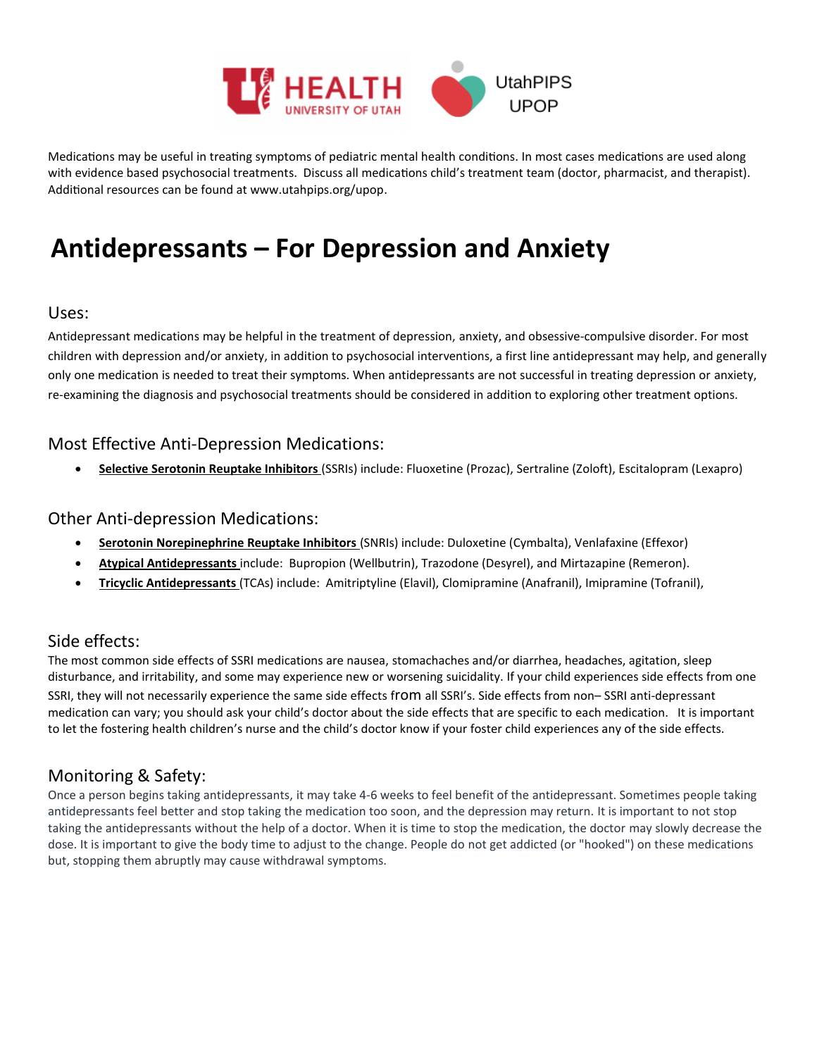Medications may be useful in treating symptoms of pediatric mental health conditions. In most cases medications are used along with evidence based psychosocial treatments. Discuss all medications child's treatment team (doctor, pharmacist, and therapist). Additional resources can be found at www.utahpips.org/upop.

# Antidepressants – For Depression and Anxiety

## Uses:

Antidepressant medications may be helpful in the treatment of depression, anxiety, and obsessive-compulsive disorder. For most children with depression and/or anxiety, in addition to psychosocial interventions, a first line antidepressant may help, and generally only one medication is needed to treat their symptoms. When antidepressants are not successful in treating depression or anxiety, re-examining the diagnosis and psychosocial treatments should be considered in addition to exploring other treatment options.

## Most Effective Anti-Depression Medications:

- **Selective Serotonin Reuptake Inhibitors** (SSRIs) include: Fluoxetine (Prozac), Sertraline (Zoloft), Escitalopram (Lexapro)

## Other Anti-depression Medications:

- **Serotonin Norepinephrine Reuptake Inhibitors** (SNRIs) include: Duloxetine (Cymbalta), Venlafaxine (Effexor)
- **Atypical Antidepressants** include: Bupropion (Wellbutrin), Trazodone (Desyrel), and Mirtazapine (Remeron).
- **Tricyclic Antidepressants** (TCAs) include: Amitriptyline (Elavil), Clomipramine (Anafranil), Imipramine (Tofranil),

## Side effects:

The most common side effects of SSRI medications are nausea, stomachaches and/or diarrhea, headaches, agitation, sleep disturbance, and irritability, and some may experience new or worsening suicidality. If your child experiences side effects from one SSRI, they will not necessarily experience the same side effects from all SSRI's. Side effects from non– SSRI anti-depressant medication can vary; you should ask your child's doctor about the side effects that are specific to each medication. It is important to let the fostering health children's nurse and the child's doctor know if your foster child experiences any of the side effects.

## Monitoring & Safety:

Once a person begins taking antidepressants, it may take 4-6 weeks to feel benefit of the antidepressant. Sometimes people taking antidepressants feel better and stop taking the medication too soon, and the depression may return. It is important to not stop taking the antidepressants without the help of a doctor. When it is time to stop the medication, the doctor may slowly decrease the dose. It is important to give the body time to adjust to the change. People do not get addicted (or "hooked") on these medications but, stopping them abruptly may cause withdrawal symptoms.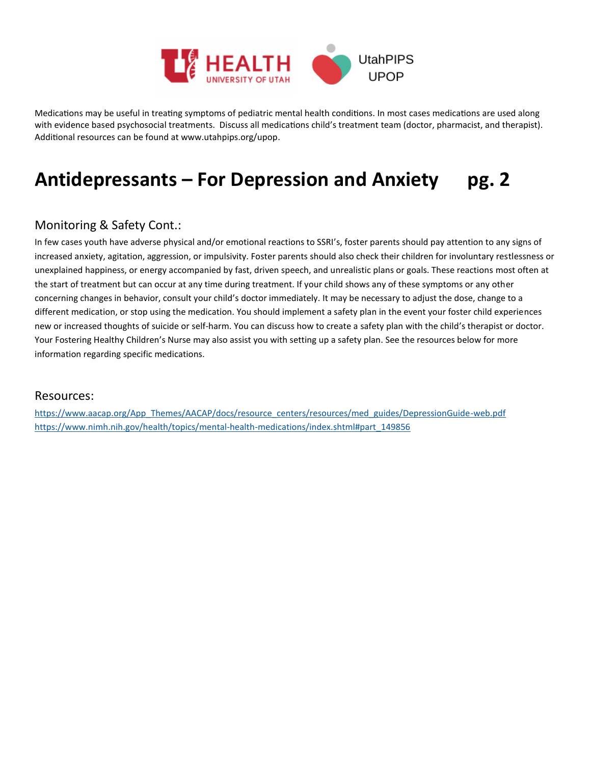Medications may be useful in treating symptoms of pediatric mental health conditions. In most cases medications are used along with evidence based psychosocial treatments. Discuss all medications child's treatment team (doctor, pharmacist, and therapist). Additional resources can be found at www.utahpips.org/upop.

# Antidepressants – For Depression and Anxiety pg. 2

## Monitoring & Safety Cont.:

In few cases youth have adverse physical and/or emotional reactions to SSRI's, foster parents should pay attention to any signs of increased anxiety, agitation, aggression, or impulsivity. Foster parents should also check their children for involuntary restlessness or unexplained happiness, or energy accompanied by fast, driven speech, and unrealistic plans or goals. These reactions most often at the start of treatment but can occur at any time during treatment. If your child shows any of these symptoms or any other concerning changes in behavior, consult your child's doctor immediately. It may be necessary to adjust the dose, change to a different medication, or stop using the medication. You should implement a safety plan in the event your foster child experiences new or increased thoughts of suicide or self-harm. You can discuss how to create a safety plan with the child's therapist or doctor. Your Fostering Healthy Children's Nurse may also assist you with setting up a safety plan. See the resources below for more information regarding specific medications.

## Resources:

https://www.aacap.org/App_Themes/AACAP/docs/resource_centers/resources/med_guides/DepressionGuide-web.pdf
https://www.nimh.nih.gov/health/topics/mental-health-medications/index.shtml#part_149856